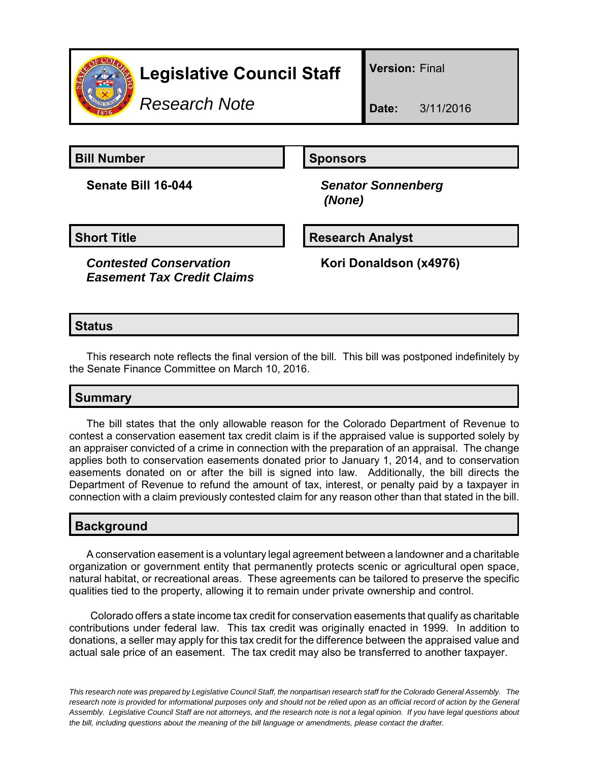# Legislative Council Staff

*Research Note*

**Version:** Final

**Date:** 3/11/2016

## Bill Number

**Senate Bill 16-044**

## Sponsors

***Senator Sonnenberg***
***(None)***

## Short Title

***Contested Conservation Easement Tax Credit Claims***

## Research Analyst

**Kori Donaldson (x4976)**

## Status

This research note reflects the final version of the bill. This bill was postponed indefinitely by the Senate Finance Committee on March 10, 2016.

## Summary

The bill states that the only allowable reason for the Colorado Department of Revenue to contest a conservation easement tax credit claim is if the appraised value is supported solely by an appraiser convicted of a crime in connection with the preparation of an appraisal. The change applies both to conservation easements donated prior to January 1, 2014, and to conservation easements donated on or after the bill is signed into law. Additionally, the bill directs the Department of Revenue to refund the amount of tax, interest, or penalty paid by a taxpayer in connection with a claim previously contested claim for any reason other than that stated in the bill.

## Background

A conservation easement is a voluntary legal agreement between a landowner and a charitable organization or government entity that permanently protects scenic or agricultural open space, natural habitat, or recreational areas. These agreements can be tailored to preserve the specific qualities tied to the property, allowing it to remain under private ownership and control.

Colorado offers a state income tax credit for conservation easements that qualify as charitable contributions under federal law. This tax credit was originally enacted in 1999. In addition to donations, a seller may apply for this tax credit for the difference between the appraised value and actual sale price of an easement. The tax credit may also be transferred to another taxpayer.

*This research note was prepared by Legislative Council Staff, the nonpartisan research staff for the Colorado General Assembly. The research note is provided for informational purposes only and should not be relied upon as an official record of action by the General Assembly. Legislative Council Staff are not attorneys, and the research note is not a legal opinion. If you have legal questions about the bill, including questions about the meaning of the bill language or amendments, please contact the drafter.*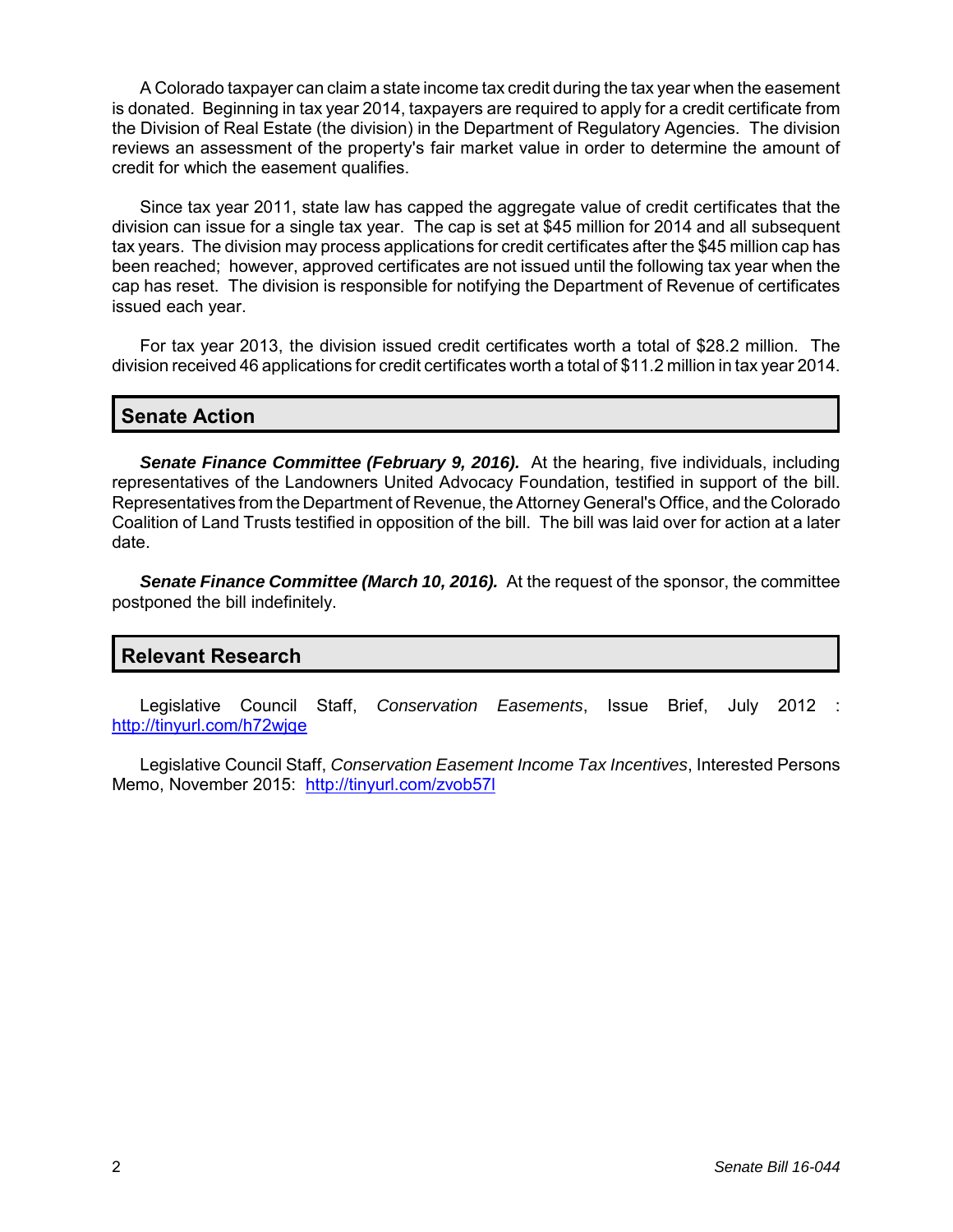A Colorado taxpayer can claim a state income tax credit during the tax year when the easement is donated. Beginning in tax year 2014, taxpayers are required to apply for a credit certificate from the Division of Real Estate (the division) in the Department of Regulatory Agencies. The division reviews an assessment of the property's fair market value in order to determine the amount of credit for which the easement qualifies.

Since tax year 2011, state law has capped the aggregate value of credit certificates that the division can issue for a single tax year. The cap is set at $45 million for 2014 and all subsequent tax years. The division may process applications for credit certificates after the $45 million cap has been reached; however, approved certificates are not issued until the following tax year when the cap has reset. The division is responsible for notifying the Department of Revenue of certificates issued each year.

For tax year 2013, the division issued credit certificates worth a total of $28.2 million. The division received 46 applications for credit certificates worth a total of $11.2 million in tax year 2014.

## Senate Action

***Senate Finance Committee (February 9, 2016).*** At the hearing, five individuals, including representatives of the Landowners United Advocacy Foundation, testified in support of the bill. Representatives from the Department of Revenue, the Attorney General's Office, and the Colorado Coalition of Land Trusts testified in opposition of the bill. The bill was laid over for action at a later date.

***Senate Finance Committee (March 10, 2016).*** At the request of the sponsor, the committee postponed the bill indefinitely.

## Relevant Research

Legislative Council Staff, *Conservation Easements*, Issue Brief, July 2012 : http://tinyurl.com/h72wjqe

Legislative Council Staff, *Conservation Easement Income Tax Incentives*, Interested Persons Memo, November 2015: http://tinyurl.com/zvob57l